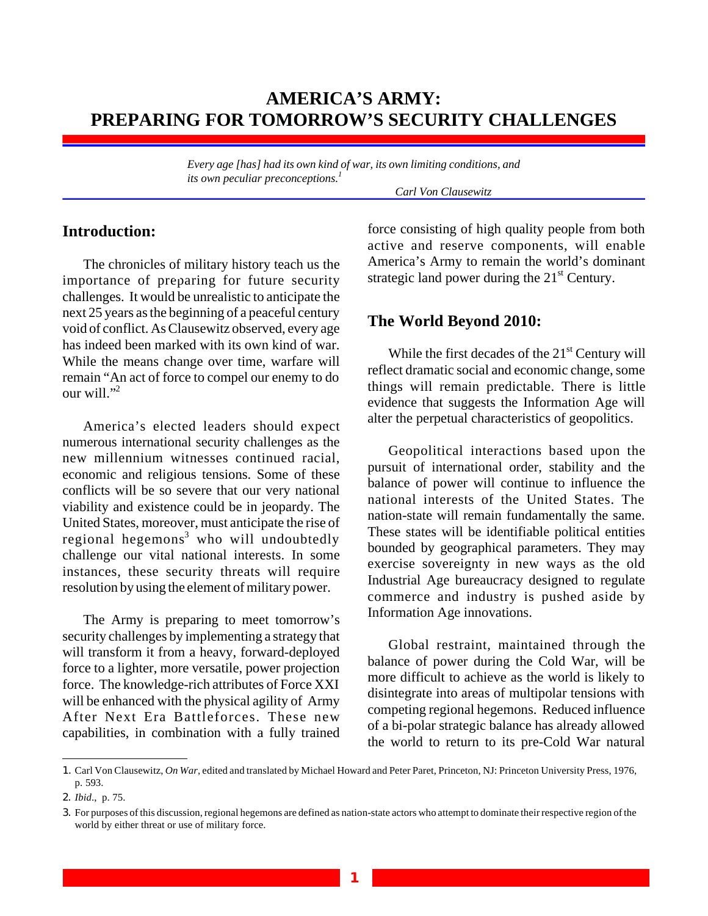# AMERICA'S ARMY: PREPARING FOR TOMORROW'S SECURITY CHALLENGES

> *Every age [has] had its own kind of war, its own limiting conditions, and its own peculiar preconceptions.*[1]
>
> *Carl Von Clausewitz*

## Introduction:

The chronicles of military history teach us the importance of preparing for future security challenges. It would be unrealistic to anticipate the next 25 years as the beginning of a peaceful century void of conflict. As Clausewitz observed, every age has indeed been marked with its own kind of war. While the means change over time, warfare will remain "An act of force to compel our enemy to do our will."[2]

America's elected leaders should expect numerous international security challenges as the new millennium witnesses continued racial, economic and religious tensions. Some of these conflicts will be so severe that our very national viability and existence could be in jeopardy. The United States, moreover, must anticipate the rise of regional hegemons[3] who will undoubtedly challenge our vital national interests. In some instances, these security threats will require resolution by using the element of military power.

The Army is preparing to meet tomorrow's security challenges by implementing a strategy that will transform it from a heavy, forward-deployed force to a lighter, more versatile, power projection force. The knowledge-rich attributes of Force XXI will be enhanced with the physical agility of Army After Next Era Battleforces. These new capabilities, in combination with a fully trained force consisting of high quality people from both active and reserve components, will enable America's Army to remain the world's dominant strategic land power during the 21st Century.

## The World Beyond 2010:

While the first decades of the 21st Century will reflect dramatic social and economic change, some things will remain predictable. There is little evidence that suggests the Information Age will alter the perpetual characteristics of geopolitics.

Geopolitical interactions based upon the pursuit of international order, stability and the balance of power will continue to influence the national interests of the United States. The nation-state will remain fundamentally the same. These states will be identifiable political entities bounded by geographical parameters. They may exercise sovereignty in new ways as the old Industrial Age bureaucracy designed to regulate commerce and industry is pushed aside by Information Age innovations.

Global restraint, maintained through the balance of power during the Cold War, will be more difficult to achieve as the world is likely to disintegrate into areas of multipolar tensions with competing regional hegemons. Reduced influence of a bi-polar strategic balance has already allowed the world to return to its pre-Cold War natural

---

1. Carl Von Clausewitz, *On War*, edited and translated by Michael Howard and Peter Paret, Princeton, NJ: Princeton University Press, 1976, p. 593.
2. *Ibid*., p. 75.
3. For purposes of this discussion, regional hegemons are defined as nation-state actors who attempt to dominate their respective region of the world by either threat or use of military force.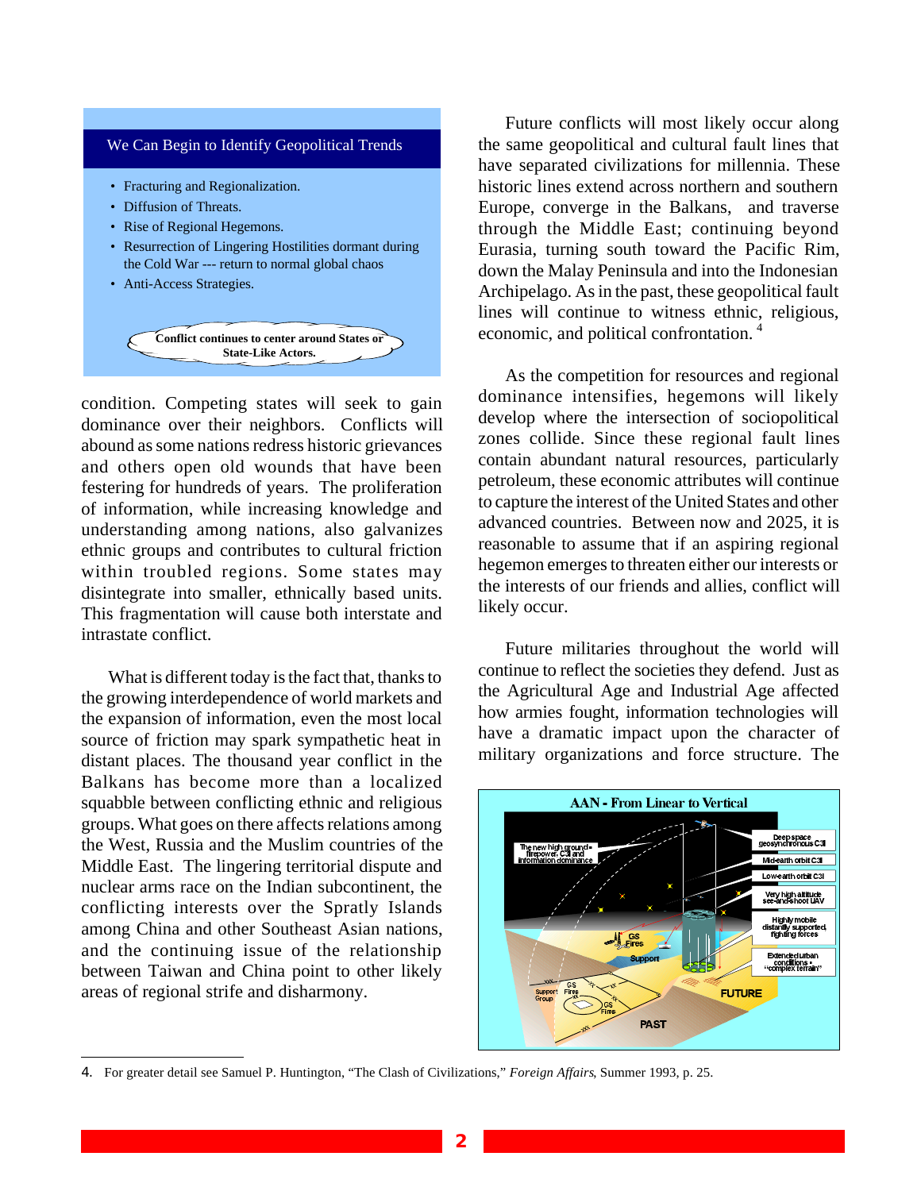**We Can Begin to Identify Geopolitical Trends**

- Fracturing and Regionalization.
- Diffusion of Threats.
- Rise of Regional Hegemons.
- Resurrection of Lingering Hostilities dormant during the Cold War --- return to normal global chaos
- Anti-Access Strategies.

**Conflict continues to center around States or State-Like Actors.**

condition. Competing states will seek to gain dominance over their neighbors. Conflicts will abound as some nations redress historic grievances and others open old wounds that have been festering for hundreds of years. The proliferation of information, while increasing knowledge and understanding among nations, also galvanizes ethnic groups and contributes to cultural friction within troubled regions. Some states may disintegrate into smaller, ethnically based units. This fragmentation will cause both interstate and intrastate conflict.

What is different today is the fact that, thanks to the growing interdependence of world markets and the expansion of information, even the most local source of friction may spark sympathetic heat in distant places. The thousand year conflict in the Balkans has become more than a localized squabble between conflicting ethnic and religious groups. What goes on there affects relations among the West, Russia and the Muslim countries of the Middle East. The lingering territorial dispute and nuclear arms race on the Indian subcontinent, the conflicting interests over the Spratly Islands among China and other Southeast Asian nations, and the continuing issue of the relationship between Taiwan and China point to other likely areas of regional strife and disharmony.

Future conflicts will most likely occur along the same geopolitical and cultural fault lines that have separated civilizations for millennia. These historic lines extend across northern and southern Europe, converge in the Balkans, and traverse through the Middle East; continuing beyond Eurasia, turning south toward the Pacific Rim, down the Malay Peninsula and into the Indonesian Archipelago. As in the past, these geopolitical fault lines will continue to witness ethnic, religious, economic, and political confrontation. [4]

As the competition for resources and regional dominance intensifies, hegemons will likely develop where the intersection of sociopolitical zones collide. Since these regional fault lines contain abundant natural resources, particularly petroleum, these economic attributes will continue to capture the interest of the United States and other advanced countries. Between now and 2025, it is reasonable to assume that if an aspiring regional hegemon emerges to threaten either our interests or the interests of our friends and allies, conflict will likely occur.

Future militaries throughout the world will continue to reflect the societies they defend. Just as the Agricultural Age and Industrial Age affected how armies fought, information technologies will have a dramatic impact upon the character of military organizations and force structure. The

**AAN - From Linear to Vertical**

---

4. For greater detail see Samuel P. Huntington, "The Clash of Civilizations," *Foreign Affairs*, Summer 1993, p. 25.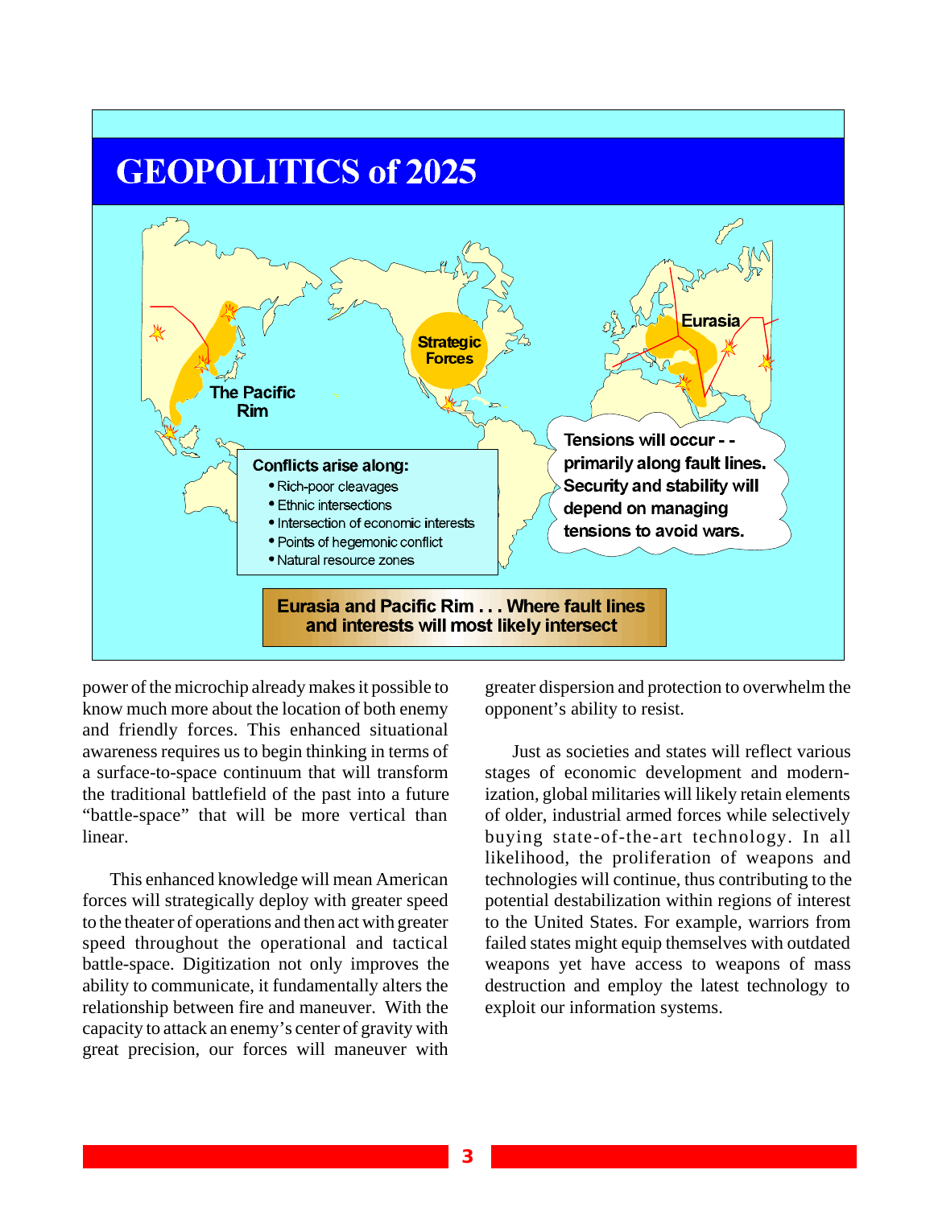## GEOPOLITICS of 2025

The Pacific Rim

Strategic Forces

Eurasia

**Conflicts arise along:**

- Rich-poor cleavages
- Ethnic intersections
- Intersection of economic interests
- Points of hegemonic conflict
- Natural resource zones

**Tensions will occur - - primarily along fault lines. Security and stability will depend on managing tensions to avoid wars.**

**Eurasia and Pacific Rim . . . Where fault lines and interests will most likely intersect**

power of the microchip already makes it possible to know much more about the location of both enemy and friendly forces. This enhanced situational awareness requires us to begin thinking in terms of a surface-to-space continuum that will transform the traditional battlefield of the past into a future "battle-space" that will be more vertical than linear.

This enhanced knowledge will mean American forces will strategically deploy with greater speed to the theater of operations and then act with greater speed throughout the operational and tactical battle-space. Digitization not only improves the ability to communicate, it fundamentally alters the relationship between fire and maneuver. With the capacity to attack an enemy's center of gravity with great precision, our forces will maneuver with greater dispersion and protection to overwhelm the opponent's ability to resist.

Just as societies and states will reflect various stages of economic development and modernization, global militaries will likely retain elements of older, industrial armed forces while selectively buying state-of-the-art technology. In all likelihood, the proliferation of weapons and technologies will continue, thus contributing to the potential destabilization within regions of interest to the United States. For example, warriors from failed states might equip themselves with outdated weapons yet have access to weapons of mass destruction and employ the latest technology to exploit our information systems.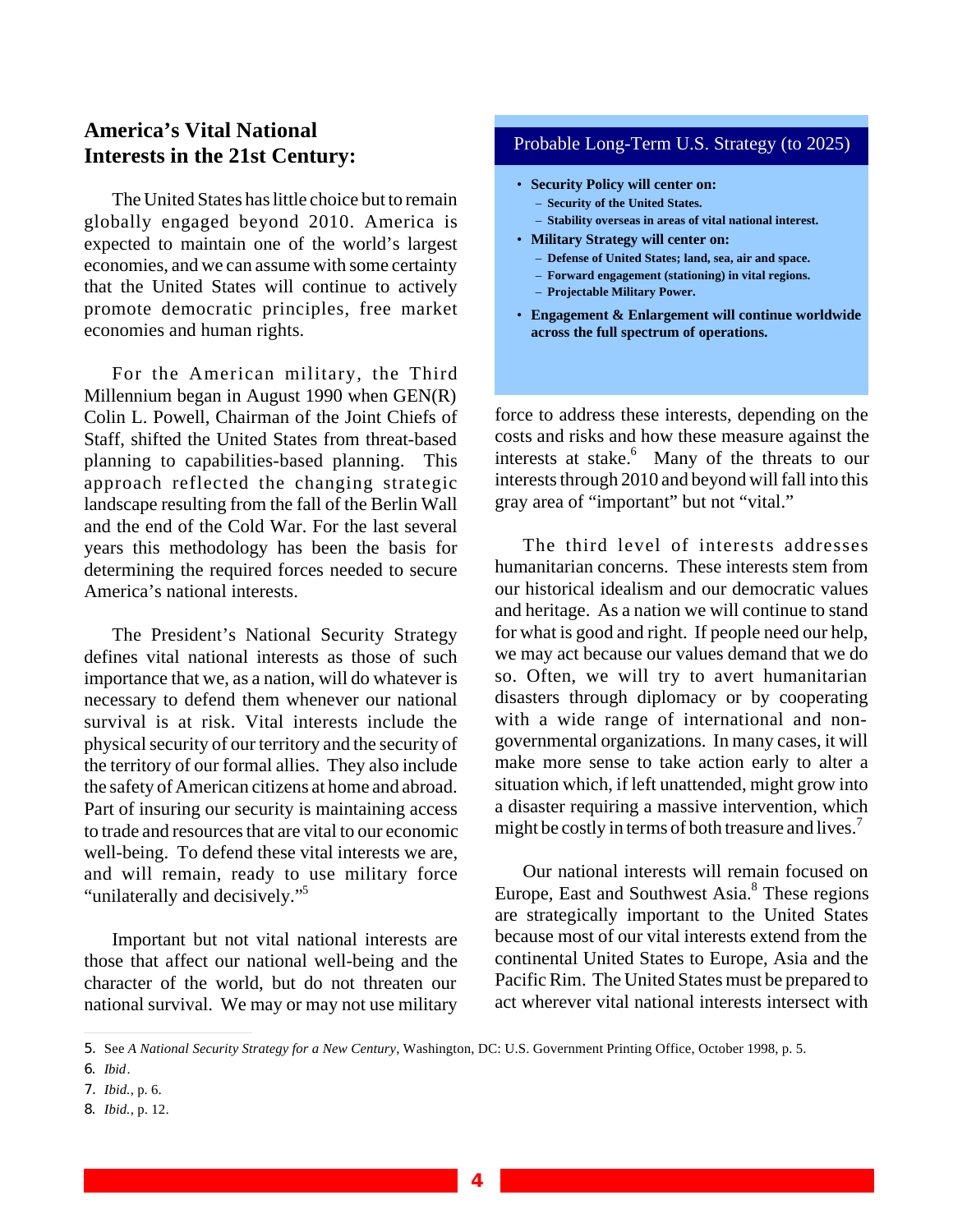## America's Vital National Interests in the 21st Century:

The United States has little choice but to remain globally engaged beyond 2010. America is expected to maintain one of the world's largest economies, and we can assume with some certainty that the United States will continue to actively promote democratic principles, free market economies and human rights.

For the American military, the Third Millennium began in August 1990 when GEN(R) Colin L. Powell, Chairman of the Joint Chiefs of Staff, shifted the United States from threat-based planning to capabilities-based planning. This approach reflected the changing strategic landscape resulting from the fall of the Berlin Wall and the end of the Cold War. For the last several years this methodology has been the basis for determining the required forces needed to secure America's national interests.

The President's National Security Strategy defines vital national interests as those of such importance that we, as a nation, will do whatever is necessary to defend them whenever our national survival is at risk. Vital interests include the physical security of our territory and the security of the territory of our formal allies. They also include the safety of American citizens at home and abroad. Part of insuring our security is maintaining access to trade and resources that are vital to our economic well-being. To defend these vital interests we are, and will remain, ready to use military force "unilaterally and decisively."[5]

Important but not vital national interests are those that affect our national well-being and the character of the world, but do not threaten our national survival. We may or may not use military force to address these interests, depending on the costs and risks and how these measure against the interests at stake.[6] Many of the threats to our interests through 2010 and beyond will fall into this gray area of "important" but not "vital."

> **Probable Long-Term U.S. Strategy (to 2025)**
>
> - **Security Policy will center on:**
>   - **Security of the United States.**
>   - **Stability overseas in areas of vital national interest.**
> - **Military Strategy will center on:**
>   - **Defense of United States; land, sea, air and space.**
>   - **Forward engagement (stationing) in vital regions.**
>   - **Projectable Military Power.**
> - **Engagement & Enlargement will continue worldwide across the full spectrum of operations.**

The third level of interests addresses humanitarian concerns. These interests stem from our historical idealism and our democratic values and heritage. As a nation we will continue to stand for what is good and right. If people need our help, we may act because our values demand that we do so. Often, we will try to avert humanitarian disasters through diplomacy or by cooperating with a wide range of international and non-governmental organizations. In many cases, it will make more sense to take action early to alter a situation which, if left unattended, might grow into a disaster requiring a massive intervention, which might be costly in terms of both treasure and lives.[7]

Our national interests will remain focused on Europe, East and Southwest Asia.[8] These regions are strategically important to the United States because most of our vital interests extend from the continental United States to Europe, Asia and the Pacific Rim. The United States must be prepared to act wherever vital national interests intersect with

---

5. See *A National Security Strategy for a New Century*, Washington, DC: U.S. Government Printing Office, October 1998, p. 5.
6. *Ibid*.
7. *Ibid.*, p. 6.
8. *Ibid.*, p. 12.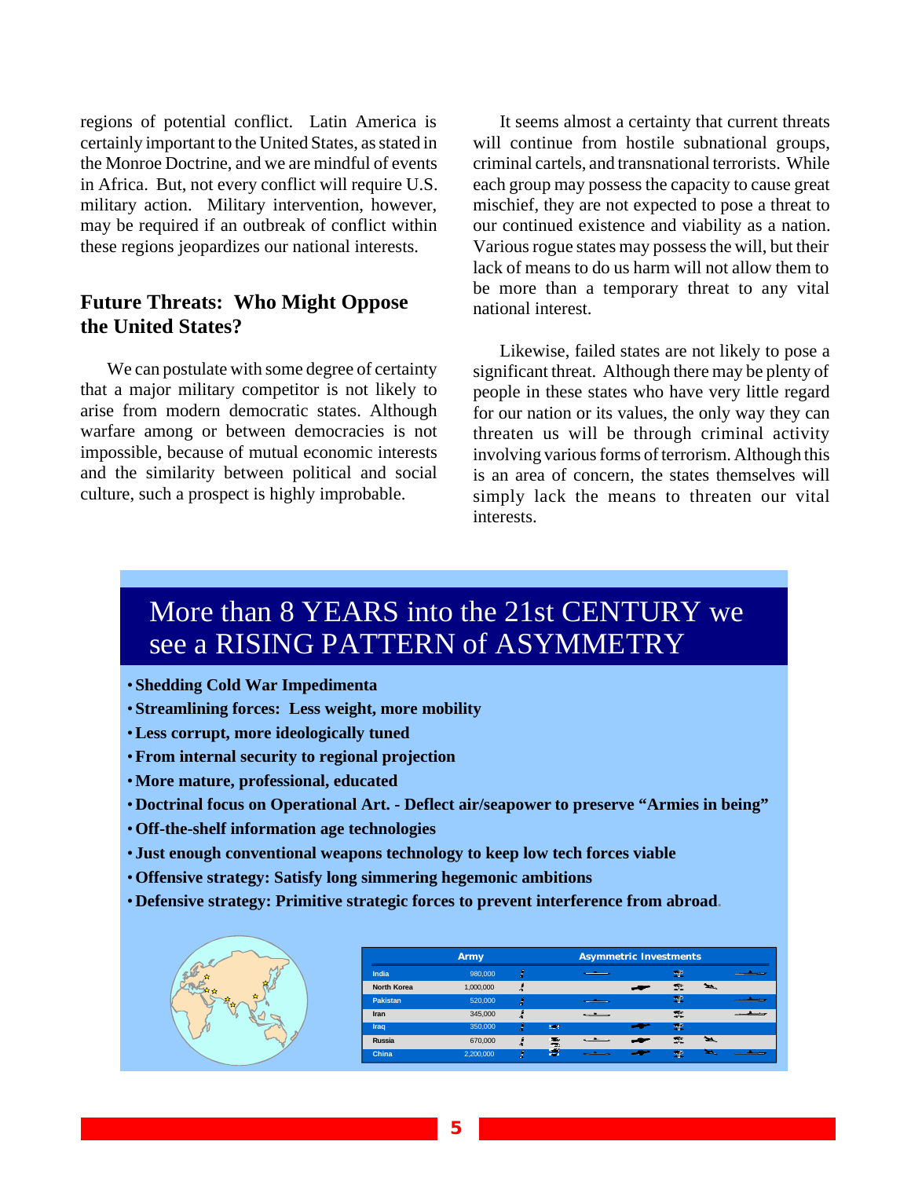regions of potential conflict. Latin America is certainly important to the United States, as stated in the Monroe Doctrine, and we are mindful of events in Africa. But, not every conflict will require U.S. military action. Military intervention, however, may be required if an outbreak of conflict within these regions jeopardizes our national interests.

## Future Threats: Who Might Oppose the United States?

We can postulate with some degree of certainty that a major military competitor is not likely to arise from modern democratic states. Although warfare among or between democracies is not impossible, because of mutual economic interests and the similarity between political and social culture, such a prospect is highly improbable.

It seems almost a certainty that current threats will continue from hostile subnational groups, criminal cartels, and transnational terrorists. While each group may possess the capacity to cause great mischief, they are not expected to pose a threat to our continued existence and viability as a nation. Various rogue states may possess the will, but their lack of means to do us harm will not allow them to be more than a temporary threat to any vital national interest.

Likewise, failed states are not likely to pose a significant threat. Although there may be plenty of people in these states who have very little regard for our nation or its values, the only way they can threaten us will be through criminal activity involving various forms of terrorism. Although this is an area of concern, the states themselves will simply lack the means to threaten our vital interests.

## More than 8 YEARS into the 21st CENTURY we see a RISING PATTERN of ASYMMETRY

- **Shedding Cold War Impedimenta**
- **Streamlining forces: Less weight, more mobility**
- **Less corrupt, more ideologically tuned**
- **From internal security to regional projection**
- **More mature, professional, educated**
- **Doctrinal focus on Operational Art. - Deflect air/seapower to preserve "Armies in being"**
- **Off-the-shelf information age technologies**
- **Just enough conventional weapons technology to keep low tech forces viable**
- **Offensive strategy: Satisfy long simmering hegemonic ambitions**
- **Defensive strategy: Primitive strategic forces to prevent interference from abroad.**

| | Army | Asymmetric Investments |
|---|---|---|
| India | 980,000 | |
| North Korea | 1,000,000 | |
| Pakistan | 520,000 | |
| Iran | 345,000 | |
| Iraq | 350,000 | |
| Russia | 670,000 | |
| China | 2,200,000 | |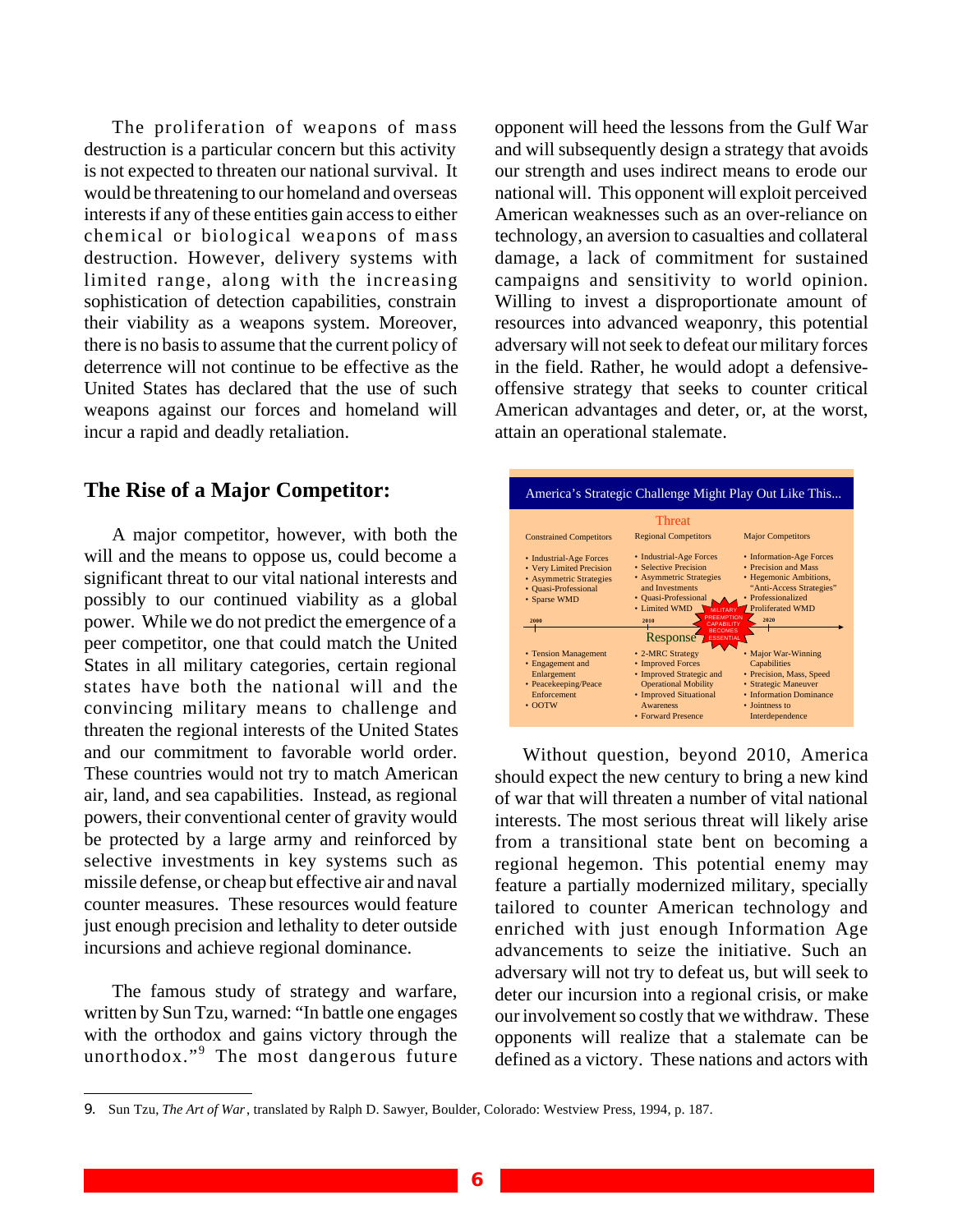The proliferation of weapons of mass destruction is a particular concern but this activity is not expected to threaten our national survival. It would be threatening to our homeland and overseas interests if any of these entities gain access to either chemical or biological weapons of mass destruction. However, delivery systems with limited range, along with the increasing sophistication of detection capabilities, constrain their viability as a weapons system. Moreover, there is no basis to assume that the current policy of deterrence will not continue to be effective as the United States has declared that the use of such weapons against our forces and homeland will incur a rapid and deadly retaliation.

## The Rise of a Major Competitor:

A major competitor, however, with both the will and the means to oppose us, could become a significant threat to our vital national interests and possibly to our continued viability as a global power. While we do not predict the emergence of a peer competitor, one that could match the United States in all military categories, certain regional states have both the national will and the convincing military means to challenge and threaten the regional interests of the United States and our commitment to favorable world order. These countries would not try to match American air, land, and sea capabilities. Instead, as regional powers, their conventional center of gravity would be protected by a large army and reinforced by selective investments in key systems such as missile defense, or cheap but effective air and naval counter measures. These resources would feature just enough precision and lethality to deter outside incursions and achieve regional dominance.

The famous study of strategy and warfare, written by Sun Tzu, warned: "In battle one engages with the orthodox and gains victory through the unorthodox."[9] The most dangerous future opponent will heed the lessons from the Gulf War and will subsequently design a strategy that avoids our strength and uses indirect means to erode our national will. This opponent will exploit perceived American weaknesses such as an over-reliance on technology, an aversion to casualties and collateral damage, a lack of commitment for sustained campaigns and sensitivity to world opinion. Willing to invest a disproportionate amount of resources into advanced weaponry, this potential adversary will not seek to defeat our military forces in the field. Rather, he would adopt a defensive-offensive strategy that seeks to counter critical American advantages and deter, or, at the worst, attain an operational stalemate.

**America's Strategic Challenge Might Play Out Like This...**

| Threat | | |
|---|---|---|
| **Constrained Competitors** (2000) | **Regional Competitors** (2010) | **Major Competitors** (2020) |
| • Industrial-Age Forces<br>• Very Limited Precision<br>• Asymmetric Strategies<br>• Quasi-Professional<br>• Sparse WMD | • Industrial-Age Forces<br>• Selective Precision<br>• Asymmetric Strategies and Investments<br>• Quasi-Professional<br>• Limited WMD | • Information-Age Forces<br>• Precision and Mass<br>• Hegemonic Ambitions, "Anti-Access Strategies"<br>• Professionalized<br>• Proliferated WMD |
| **Response** | | |
| • Tension Management<br>• Engagement and Enlargement<br>• Peacekeeping/Peace Enforcement<br>• OOTW | • 2-MRC Strategy<br>• Improved Forces<br>• Improved Strategic and Operational Mobility<br>• Improved Situational Awareness<br>• Forward Presence | • Major War-Winning Capabilities<br>• Precision, Mass, Speed<br>• Strategic Maneuver<br>• Information Dominance<br>• Jointness to Interdependence |

MILITARY PREEMPTION CAPABILITY BECOMES ESSENTIAL

Without question, beyond 2010, America should expect the new century to bring a new kind of war that will threaten a number of vital national interests. The most serious threat will likely arise from a transitional state bent on becoming a regional hegemon. This potential enemy may feature a partially modernized military, specially tailored to counter American technology and enriched with just enough Information Age advancements to seize the initiative. Such an adversary will not try to defeat us, but will seek to deter our incursion into a regional crisis, or make our involvement so costly that we withdraw. These opponents will realize that a stalemate can be defined as a victory. These nations and actors with

---

9. Sun Tzu, *The Art of War*, translated by Ralph D. Sawyer, Boulder, Colorado: Westview Press, 1994, p. 187.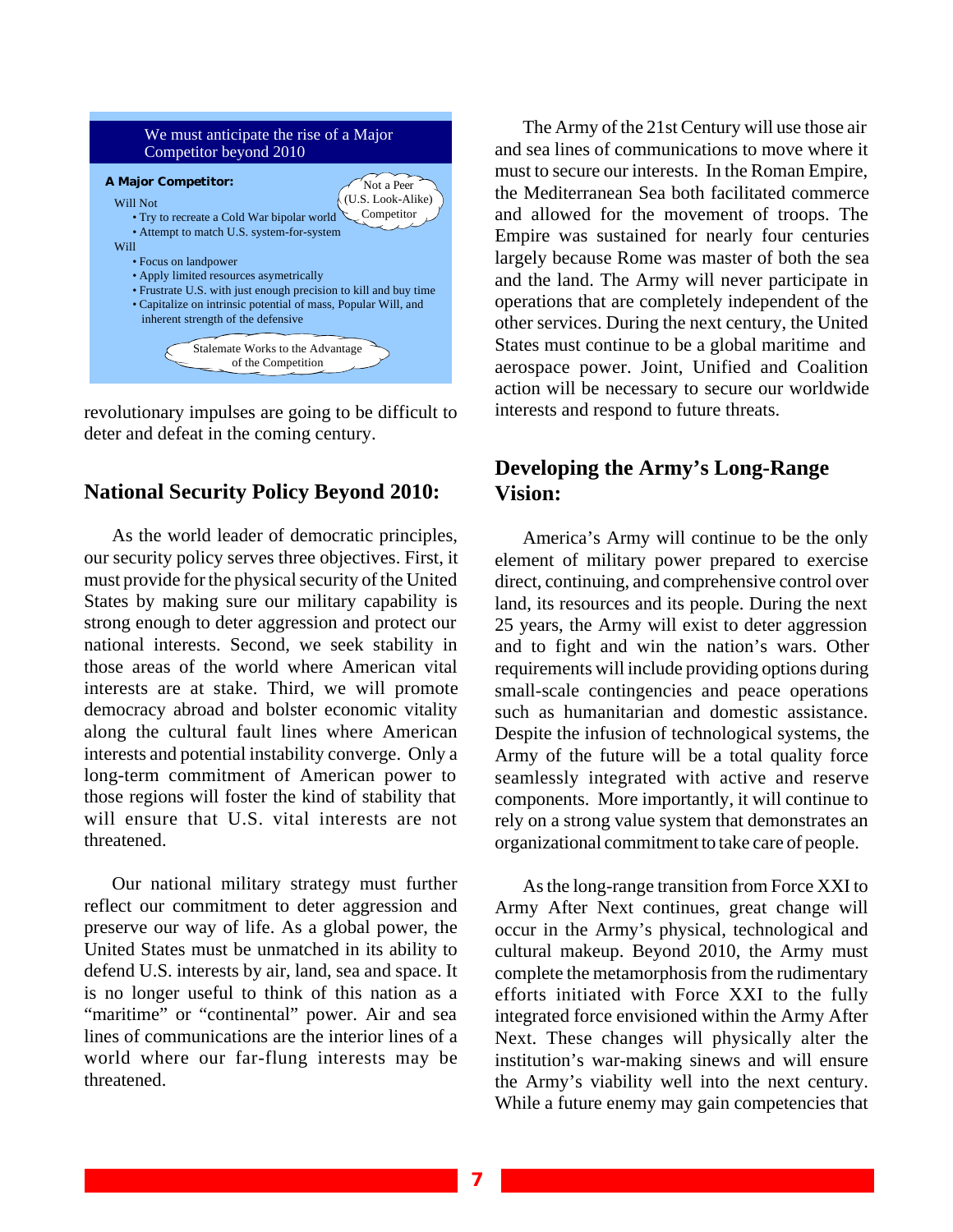> **We must anticipate the rise of a Major Competitor beyond 2010**
>
> **A Major Competitor:**
>
> *Not a Peer (U.S. Look-Alike) Competitor*
>
> Will Not
> - Try to recreate a Cold War bipolar world
> - Attempt to match U.S. system-for-system
>
> Will
> - Focus on landpower
> - Apply limited resources asymetrically
> - Frustrate U.S. with just enough precision to kill and buy time
> - Capitalize on intrinsic potential of mass, Popular Will, and inherent strength of the defensive
>
> *Stalemate Works to the Advantage of the Competition*

revolutionary impulses are going to be difficult to deter and defeat in the coming century.

## National Security Policy Beyond 2010:

As the world leader of democratic principles, our security policy serves three objectives. First, it must provide for the physical security of the United States by making sure our military capability is strong enough to deter aggression and protect our national interests. Second, we seek stability in those areas of the world where American vital interests are at stake. Third, we will promote democracy abroad and bolster economic vitality along the cultural fault lines where American interests and potential instability converge. Only a long-term commitment of American power to those regions will foster the kind of stability that will ensure that U.S. vital interests are not threatened.

Our national military strategy must further reflect our commitment to deter aggression and preserve our way of life. As a global power, the United States must be unmatched in its ability to defend U.S. interests by air, land, sea and space. It is no longer useful to think of this nation as a "maritime" or "continental" power. Air and sea lines of communications are the interior lines of a world where our far-flung interests may be threatened.

The Army of the 21st Century will use those air and sea lines of communications to move where it must to secure our interests. In the Roman Empire, the Mediterranean Sea both facilitated commerce and allowed for the movement of troops. The Empire was sustained for nearly four centuries largely because Rome was master of both the sea and the land. The Army will never participate in operations that are completely independent of the other services. During the next century, the United States must continue to be a global maritime and aerospace power. Joint, Unified and Coalition action will be necessary to secure our worldwide interests and respond to future threats.

## Developing the Army's Long-Range Vision:

America's Army will continue to be the only element of military power prepared to exercise direct, continuing, and comprehensive control over land, its resources and its people. During the next 25 years, the Army will exist to deter aggression and to fight and win the nation's wars. Other requirements will include providing options during small-scale contingencies and peace operations such as humanitarian and domestic assistance. Despite the infusion of technological systems, the Army of the future will be a total quality force seamlessly integrated with active and reserve components. More importantly, it will continue to rely on a strong value system that demonstrates an organizational commitment to take care of people.

As the long-range transition from Force XXI to Army After Next continues, great change will occur in the Army's physical, technological and cultural makeup. Beyond 2010, the Army must complete the metamorphosis from the rudimentary efforts initiated with Force XXI to the fully integrated force envisioned within the Army After Next. These changes will physically alter the institution's war-making sinews and will ensure the Army's viability well into the next century. While a future enemy may gain competencies that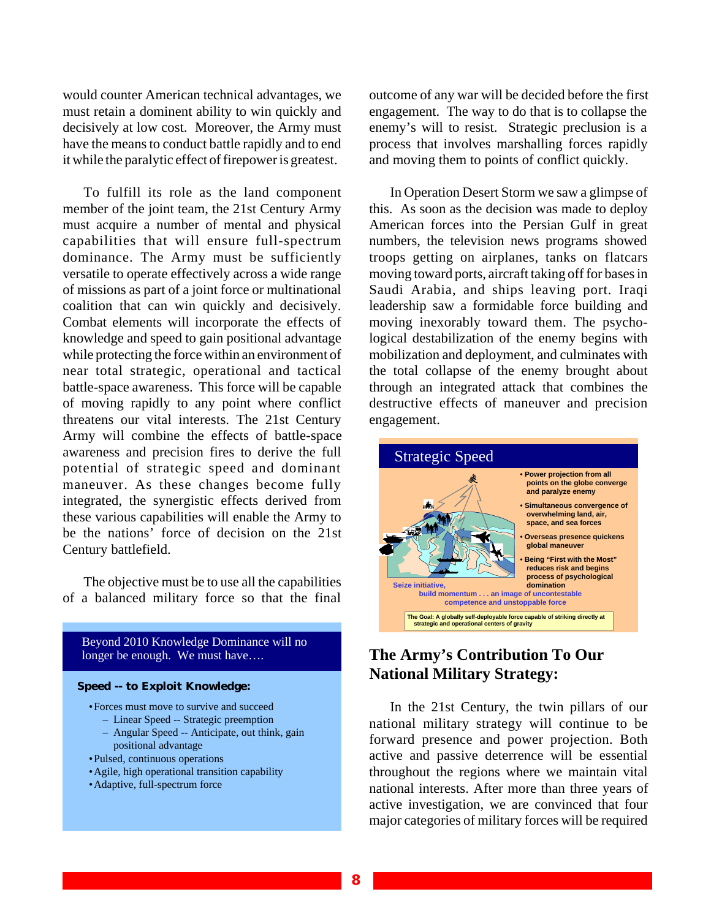would counter American technical advantages, we must retain a dominent ability to win quickly and decisively at low cost. Moreover, the Army must have the means to conduct battle rapidly and to end it while the paralytic effect of firepower is greatest.

To fulfill its role as the land component member of the joint team, the 21st Century Army must acquire a number of mental and physical capabilities that will ensure full-spectrum dominance. The Army must be sufficiently versatile to operate effectively across a wide range of missions as part of a joint force or multinational coalition that can win quickly and decisively. Combat elements will incorporate the effects of knowledge and speed to gain positional advantage while protecting the force within an environment of near total strategic, operational and tactical battle-space awareness. This force will be capable of moving rapidly to any point where conflict threatens our vital interests. The 21st Century Army will combine the effects of battle-space awareness and precision fires to derive the full potential of strategic speed and dominant maneuver. As these changes become fully integrated, the synergistic effects derived from these various capabilities will enable the Army to be the nations' force of decision on the 21st Century battlefield.

The objective must be to use all the capabilities of a balanced military force so that the final outcome of any war will be decided before the first engagement. The way to do that is to collapse the enemy's will to resist. Strategic preclusion is a process that involves marshalling forces rapidly and moving them to points of conflict quickly.

In Operation Desert Storm we saw a glimpse of this. As soon as the decision was made to deploy American forces into the Persian Gulf in great numbers, the television news programs showed troops getting on airplanes, tanks on flatcars moving toward ports, aircraft taking off for bases in Saudi Arabia, and ships leaving port. Iraqi leadership saw a formidable force building and moving inexorably toward them. The psychological destabilization of the enemy begins with mobilization and deployment, and culminates with the total collapse of the enemy brought about through an integrated attack that combines the destructive effects of maneuver and precision engagement.

> Beyond 2010 Knowledge Dominance will no longer be enough. We must have….
>
> **Speed -- to Exploit Knowledge:**
>
> - Forces must move to survive and succeed
>   - Linear Speed -- Strategic preemption
>   - Angular Speed -- Anticipate, out think, gain positional advantage
> - Pulsed, continuous operations
> - Agile, high operational transition capability
> - Adaptive, full-spectrum force

> **Strategic Speed**
>
> - Power projection from all points on the globe converge and paralyze enemy
> - Simultaneous convergence of overwhelming land, air, space, and sea forces
> - Overseas presence quickens global maneuver
> - Being "First with the Most" reduces risk and begins process of psychological domination
>
> Seize initiative, build momentum . . . an image of uncontestable competence and unstoppable force
>
> The Goal: A globally self-deployable force capable of striking directly at strategic and operational centers of gravity

## The Army's Contribution To Our National Military Strategy:

In the 21st Century, the twin pillars of our national military strategy will continue to be forward presence and power projection. Both active and passive deterrence will be essential throughout the regions where we maintain vital national interests. After more than three years of active investigation, we are convinced that four major categories of military forces will be required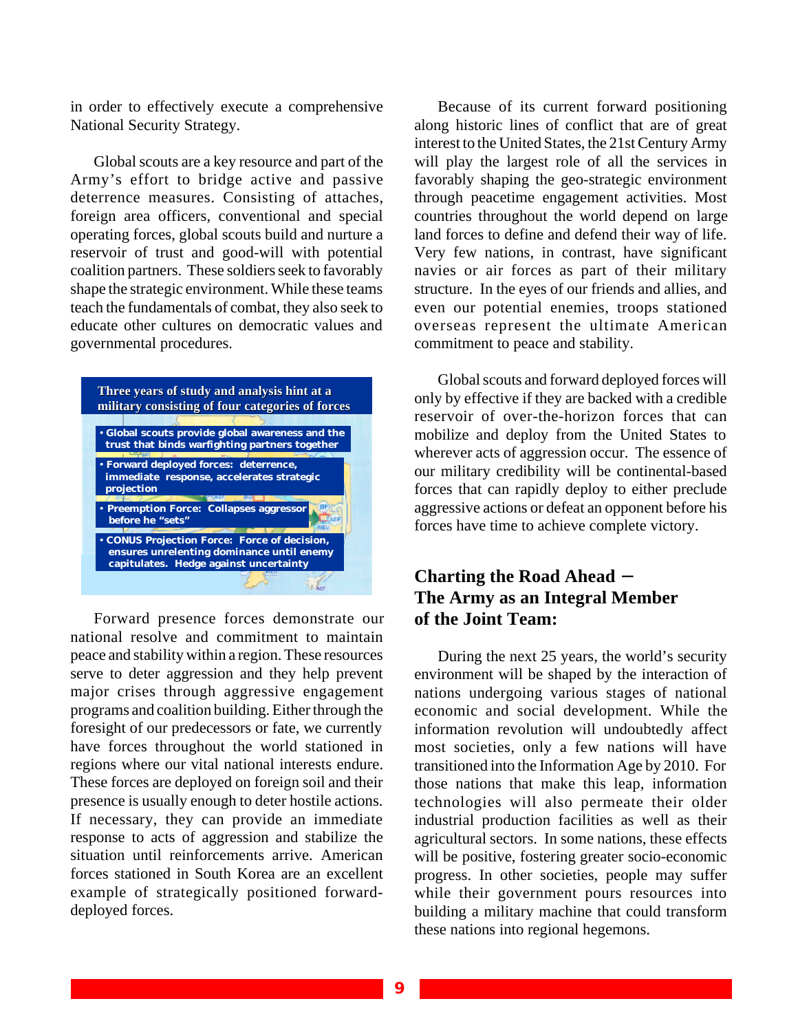in order to effectively execute a comprehensive National Security Strategy.

Global scouts are a key resource and part of the Army's effort to bridge active and passive deterrence measures. Consisting of attaches, foreign area officers, conventional and special operating forces, global scouts build and nurture a reservoir of trust and good-will with potential coalition partners. These soldiers seek to favorably shape the strategic environment. While these teams teach the fundamentals of combat, they also seek to educate other cultures on democratic values and governmental procedures.

**Three years of study and analysis hint at a military consisting of four categories of forces**

- **Global scouts provide global awareness and the trust that binds warfighting partners together**
- **Forward deployed forces: deterrence, immediate response, accelerates strategic projection**
- **Preemption Force: Collapses aggressor before he "sets"**
- **CONUS Projection Force: Force of decision, ensures unrelenting dominance until enemy capitulates. Hedge against uncertainty**

Forward presence forces demonstrate our national resolve and commitment to maintain peace and stability within a region. These resources serve to deter aggression and they help prevent major crises through aggressive engagement programs and coalition building. Either through the foresight of our predecessors or fate, we currently have forces throughout the world stationed in regions where our vital national interests endure. These forces are deployed on foreign soil and their presence is usually enough to deter hostile actions. If necessary, they can provide an immediate response to acts of aggression and stabilize the situation until reinforcements arrive. American forces stationed in South Korea are an excellent example of strategically positioned forward-deployed forces.

Because of its current forward positioning along historic lines of conflict that are of great interest to the United States, the 21st Century Army will play the largest role of all the services in favorably shaping the geo-strategic environment through peacetime engagement activities. Most countries throughout the world depend on large land forces to define and defend their way of life. Very few nations, in contrast, have significant navies or air forces as part of their military structure. In the eyes of our friends and allies, and even our potential enemies, troops stationed overseas represent the ultimate American commitment to peace and stability.

Global scouts and forward deployed forces will only by effective if they are backed with a credible reservoir of over-the-horizon forces that can mobilize and deploy from the United States to wherever acts of aggression occur. The essence of our military credibility will be continental-based forces that can rapidly deploy to either preclude aggressive actions or defeat an opponent before his forces have time to achieve complete victory.

## Charting the Road Ahead – The Army as an Integral Member of the Joint Team:

During the next 25 years, the world's security environment will be shaped by the interaction of nations undergoing various stages of national economic and social development. While the information revolution will undoubtedly affect most societies, only a few nations will have transitioned into the Information Age by 2010. For those nations that make this leap, information technologies will also permeate their older industrial production facilities as well as their agricultural sectors. In some nations, these effects will be positive, fostering greater socio-economic progress. In other societies, people may suffer while their government pours resources into building a military machine that could transform these nations into regional hegemons.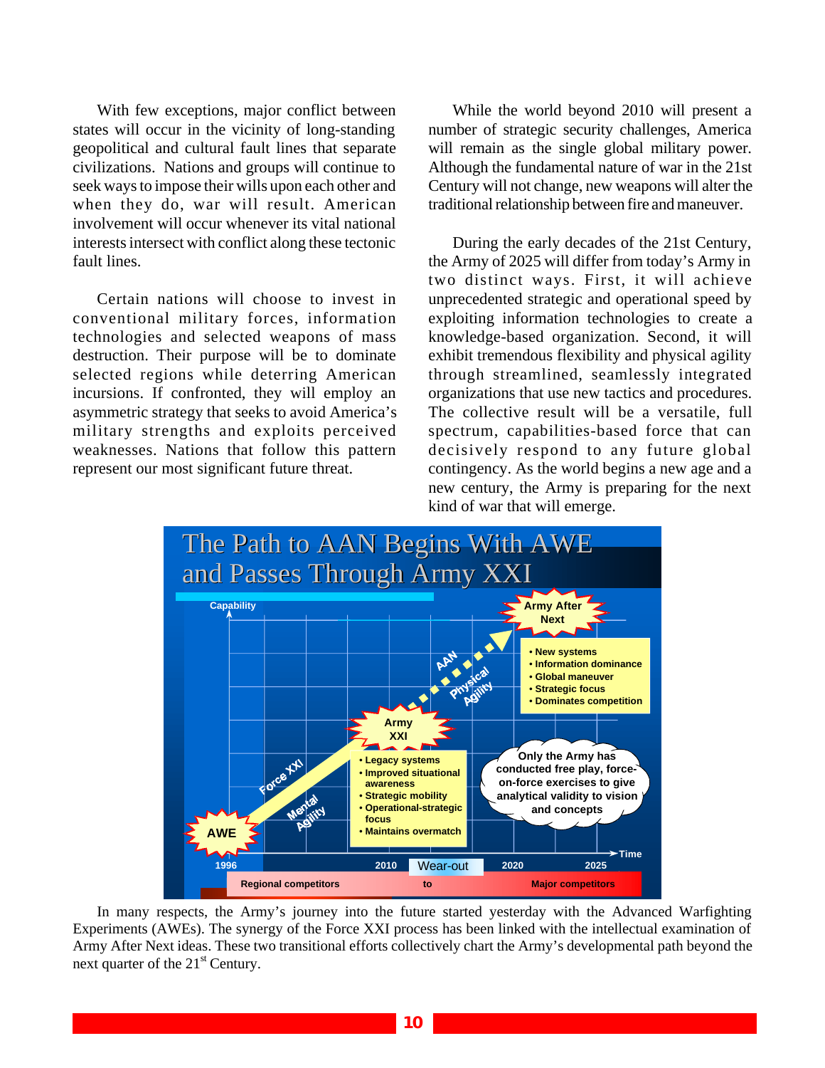With few exceptions, major conflict between states will occur in the vicinity of long-standing geopolitical and cultural fault lines that separate civilizations. Nations and groups will continue to seek ways to impose their wills upon each other and when they do, war will result. American involvement will occur whenever its vital national interests intersect with conflict along these tectonic fault lines.

Certain nations will choose to invest in conventional military forces, information technologies and selected weapons of mass destruction. Their purpose will be to dominate selected regions while deterring American incursions. If confronted, they will employ an asymmetric strategy that seeks to avoid America's military strengths and exploits perceived weaknesses. Nations that follow this pattern represent our most significant future threat.

While the world beyond 2010 will present a number of strategic security challenges, America will remain as the single global military power. Although the fundamental nature of war in the 21st Century will not change, new weapons will alter the traditional relationship between fire and maneuver.

During the early decades of the 21st Century, the Army of 2025 will differ from today's Army in two distinct ways. First, it will achieve unprecedented strategic and operational speed by exploiting information technologies to create a knowledge-based organization. Second, it will exhibit tremendous flexibility and physical agility through streamlined, seamlessly integrated organizations that use new tactics and procedures. The collective result will be a versatile, full spectrum, capabilities-based force that can decisively respond to any future global contingency. As the world begins a new age and a new century, the Army is preparing for the next kind of war that will emerge.

**The Path to AAN Begins With AWE and Passes Through Army XXI**

Capability / Time

- AWE (1996)
- Force XXI — Mental Agility
- Army XXI (2010)
  - Legacy systems
  - Improved situational awareness
  - Strategic mobility
  - Operational-strategic focus
  - Maintains overmatch
- AAN — Physical Agility
- Army After Next (2025)
  - New systems
  - Information dominance
  - Global maneuver
  - Strategic focus
  - Dominates competition

Only the Army has conducted free play, force-on-force exercises to give analytical validity to vision and concepts

1996 — 2010 — Wear-out — 2020 — 2025

Regional competitors to Major competitors

In many respects, the Army's journey into the future started yesterday with the Advanced Warfighting Experiments (AWEs). The synergy of the Force XXI process has been linked with the intellectual examination of Army After Next ideas. These two transitional efforts collectively chart the Army's developmental path beyond the next quarter of the 21st Century.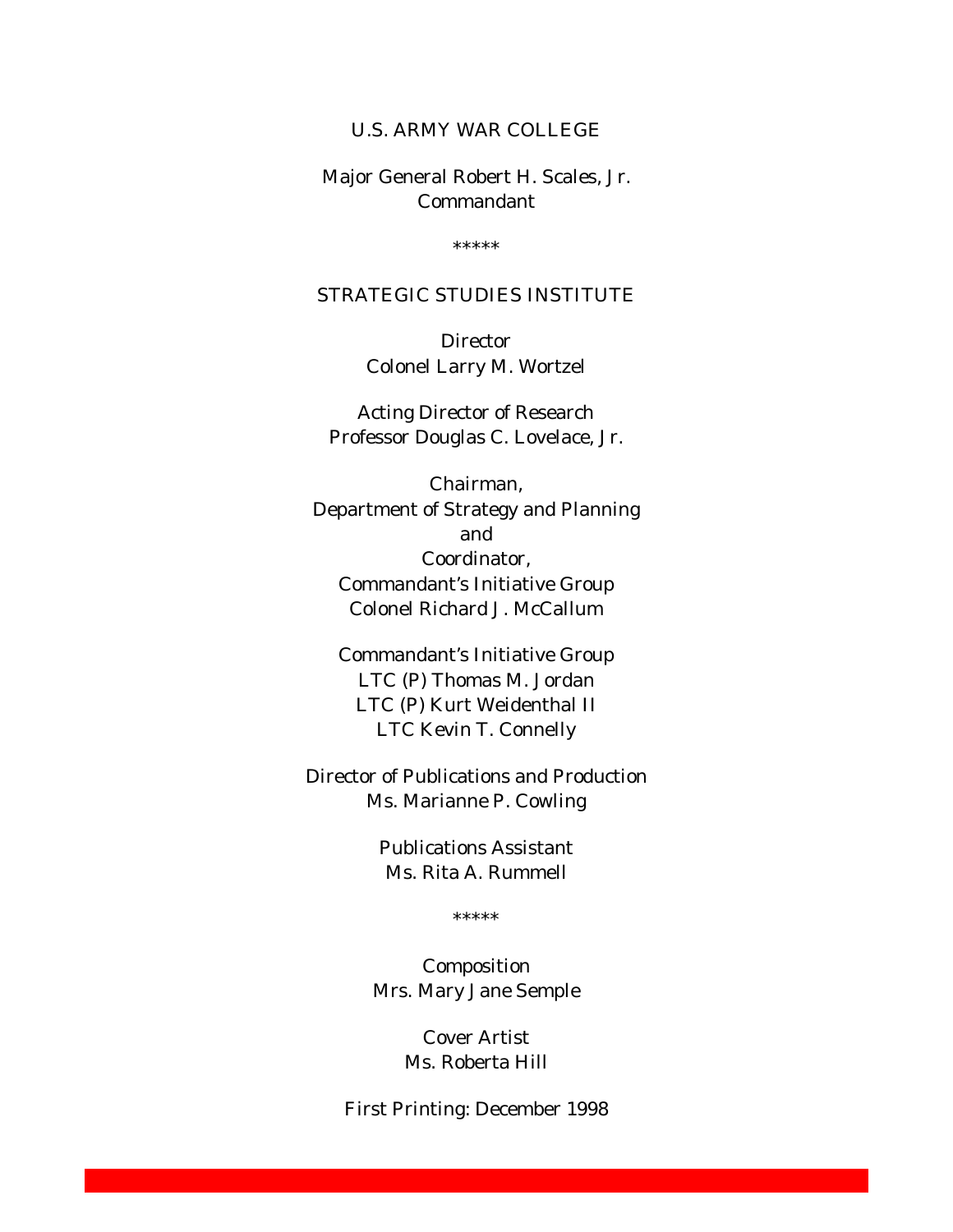U.S. ARMY WAR COLLEGE

Major General Robert H. Scales, Jr.
Commandant

*****

STRATEGIC STUDIES INSTITUTE

Director
Colonel Larry M. Wortzel

Acting Director of Research
Professor Douglas C. Lovelace, Jr.

Chairman,
Department of Strategy and Planning
and
Coordinator,
Commandant's Initiative Group
Colonel Richard J. McCallum

Commandant's Initiative Group
LTC (P) Thomas M. Jordan
LTC (P) Kurt Weidenthal II
LTC Kevin T. Connelly

Director of Publications and Production
Ms. Marianne P. Cowling

Publications Assistant
Ms. Rita A. Rummell

*****

Composition
Mrs. Mary Jane Semple

Cover Artist
Ms. Roberta Hill

First Printing: December 1998